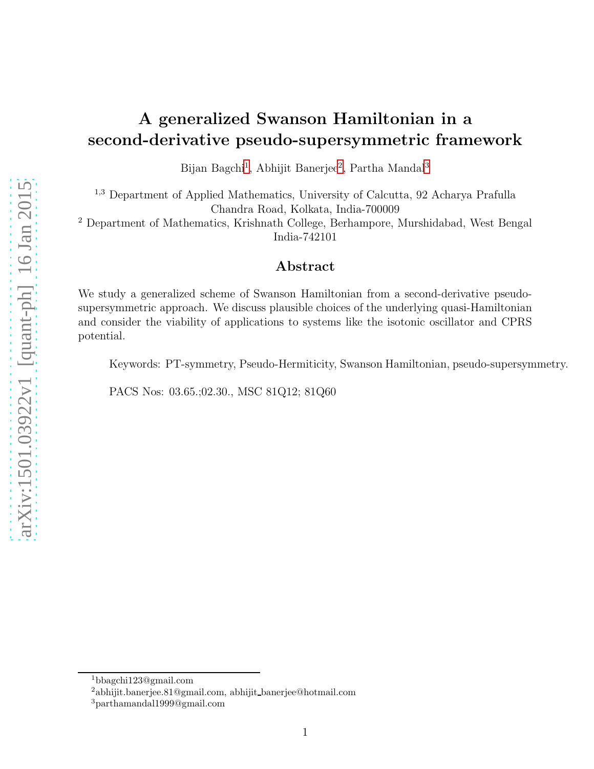# A generalized Swanson Hamiltonian in a second-derivative pseudo-supersymmetric framework

Bijan Bagchi[1], Abhijit Banerjee[2], Partha Mandal[3]

[1,3] Department of Applied Mathematics, University of Calcutta, 92 Acharya Prafulla Chandra Road, Kolkata, India-700009

[2] Department of Mathematics, Krishnath College, Berhampore, Murshidabad, West Bengal India-742101

## Abstract

We study a generalized scheme of Swanson Hamiltonian from a second-derivative pseudo-supersymmetric approach. We discuss plausible choices of the underlying quasi-Hamiltonian and consider the viability of applications to systems like the isotonic oscillator and CPRS potential.

Keywords: PT-symmetry, Pseudo-Hermiticity, Swanson Hamiltonian, pseudo-supersymmetry.

PACS Nos: 03.65.;02.30., MSC 81Q12; 81Q60

---

[1]bbagchi123@gmail.com

[2]abhijit.banerjee.81@gmail.com, abhijit_banerjee@hotmail.com

[3]parthamandal1999@gmail.com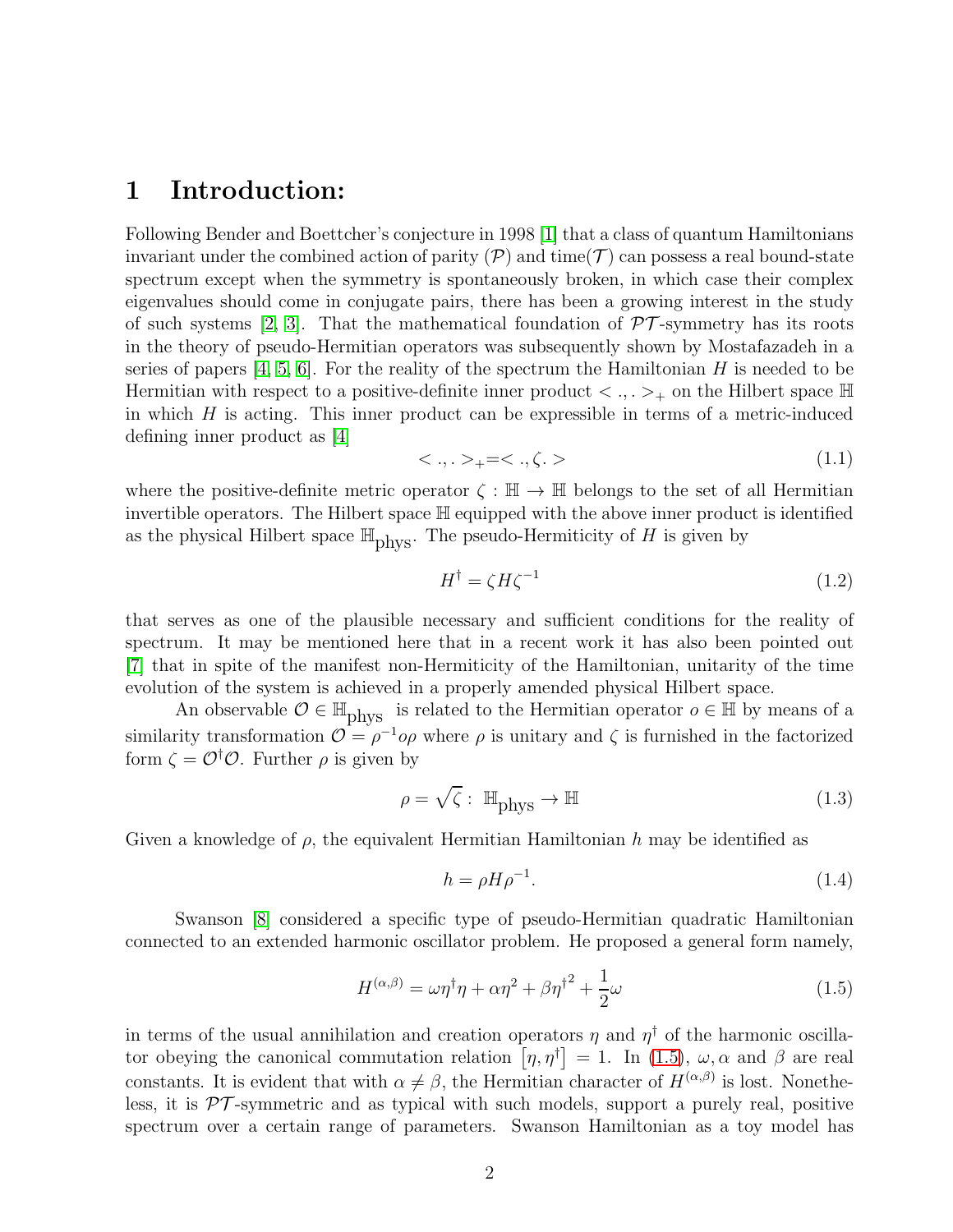# 1 Introduction:

Following Bender and Boettcher's conjecture in 1998 [1] that a class of quantum Hamiltonians invariant under the combined action of parity ($\mathcal{P}$) and time($\mathcal{T}$) can possess a real bound-state spectrum except when the symmetry is spontaneously broken, in which case their complex eigenvalues should come in conjugate pairs, there has been a growing interest in the study of such systems [2, 3]. That the mathematical foundation of $\mathcal{PT}$-symmetry has its roots in the theory of pseudo-Hermitian operators was subsequently shown by Mostafazadeh in a series of papers [4, 5, 6]. For the reality of the spectrum the Hamiltonian $H$ is needed to be Hermitian with respect to a positive-definite inner product $< .,. >_+$ on the Hilbert space $\mathbb{H}$ in which $H$ is acting. This inner product can be expressible in terms of a metric-induced defining inner product as [4]

$$< .,. >_+ = < .,\zeta . > \tag{1.1}$$

where the positive-definite metric operator $\zeta : \mathbb{H} \to \mathbb{H}$ belongs to the set of all Hermitian invertible operators. The Hilbert space $\mathbb{H}$ equipped with the above inner product is identified as the physical Hilbert space $\mathbb{H}_{\text{phys}}$. The pseudo-Hermiticity of $H$ is given by

$$H^\dagger = \zeta H \zeta^{-1} \tag{1.2}$$

that serves as one of the plausible necessary and sufficient conditions for the reality of spectrum. It may be mentioned here that in a recent work it has also been pointed out [7] that in spite of the manifest non-Hermiticity of the Hamiltonian, unitarity of the time evolution of the system is achieved in a properly amended physical Hilbert space.

An observable $\mathcal{O} \in \mathbb{H}_{\text{phys}}$ is related to the Hermitian operator $o \in \mathbb{H}$ by means of a similarity transformation $\mathcal{O} = \rho^{-1} o \rho$ where $\rho$ is unitary and $\zeta$ is furnished in the factorized form $\zeta = \mathcal{O}^\dagger \mathcal{O}$. Further $\rho$ is given by

$$\rho = \sqrt{\zeta} : \ \mathbb{H}_{\text{phys}} \to \mathbb{H} \tag{1.3}$$

Given a knowledge of $\rho$, the equivalent Hermitian Hamiltonian $h$ may be identified as

$$h = \rho H \rho^{-1}. \tag{1.4}$$

Swanson [8] considered a specific type of pseudo-Hermitian quadratic Hamiltonian connected to an extended harmonic oscillator problem. He proposed a general form namely,

$$H^{(\alpha,\beta)} = \omega \eta^\dagger \eta + \alpha \eta^2 + \beta {\eta^\dagger}^2 + \frac{1}{2}\omega \tag{1.5}$$

in terms of the usual annihilation and creation operators $\eta$ and $\eta^\dagger$ of the harmonic oscillator obeying the canonical commutation relation $[\eta, \eta^\dagger] = 1$. In (1.5), $\omega, \alpha$ and $\beta$ are real constants. It is evident that with $\alpha \neq \beta$, the Hermitian character of $H^{(\alpha,\beta)}$ is lost. Nonetheless, it is $\mathcal{PT}$-symmetric and as typical with such models, support a purely real, positive spectrum over a certain range of parameters. Swanson Hamiltonian as a toy model has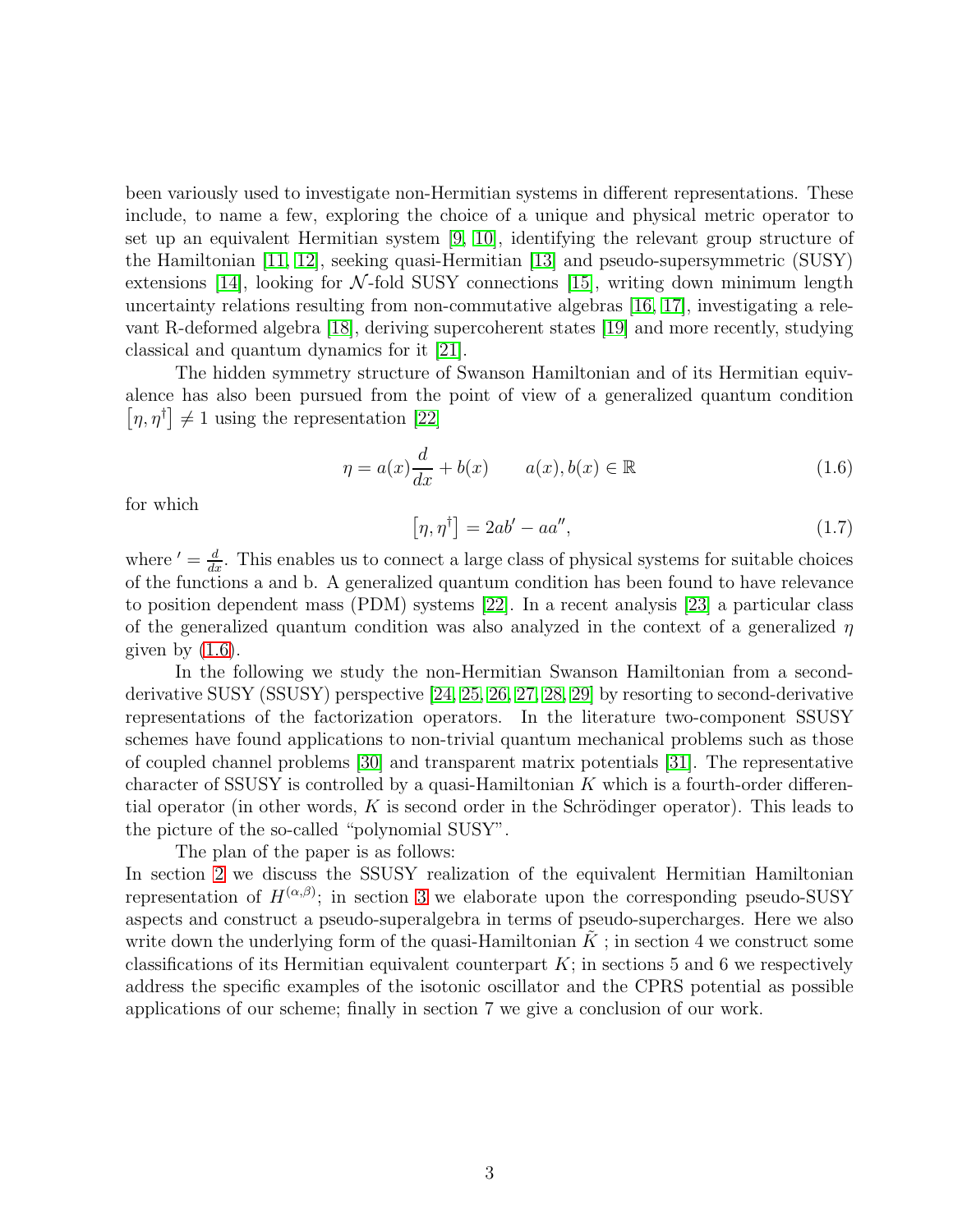been variously used to investigate non-Hermitian systems in different representations. These include, to name a few, exploring the choice of a unique and physical metric operator to set up an equivalent Hermitian system [9, 10], identifying the relevant group structure of the Hamiltonian [11, 12], seeking quasi-Hermitian [13] and pseudo-supersymmetric (SUSY) extensions [14], looking for $\mathcal{N}$-fold SUSY connections [15], writing down minimum length uncertainty relations resulting from non-commutative algebras [16, 17], investigating a relevant R-deformed algebra [18], deriving supercoherent states [19] and more recently, studying classical and quantum dynamics for it [21].

The hidden symmetry structure of Swanson Hamiltonian and of its Hermitian equivalence has also been pursued from the point of view of a generalized quantum condition $\left[\eta, \eta^{\dagger}\right] \neq 1$ using the representation [22]

$$\eta = a(x)\frac{d}{dx} + b(x) \qquad a(x), b(x) \in \mathbb{R} \tag{1.6}$$

for which

$$\left[\eta, \eta^{\dagger}\right] = 2ab' - aa'', \tag{1.7}$$

where $' = \frac{d}{dx}$. This enables us to connect a large class of physical systems for suitable choices of the functions a and b. A generalized quantum condition has been found to have relevance to position dependent mass (PDM) systems [22]. In a recent analysis [23] a particular class of the generalized quantum condition was also analyzed in the context of a generalized $\eta$ given by (1.6).

In the following we study the non-Hermitian Swanson Hamiltonian from a second-derivative SUSY (SSUSY) perspective [24, 25, 26, 27, 28, 29] by resorting to second-derivative representations of the factorization operators. In the literature two-component SSUSY schemes have found applications to non-trivial quantum mechanical problems such as those of coupled channel problems [30] and transparent matrix potentials [31]. The representative character of SSUSY is controlled by a quasi-Hamiltonian $K$ which is a fourth-order differential operator (in other words, $K$ is second order in the Schrödinger operator). This leads to the picture of the so-called "polynomial SUSY".

The plan of the paper is as follows:
In section 2 we discuss the SSUSY realization of the equivalent Hermitian Hamiltonian representation of $H^{(\alpha,\beta)}$; in section 3 we elaborate upon the corresponding pseudo-SUSY aspects and construct a pseudo-superalgebra in terms of pseudo-supercharges. Here we also write down the underlying form of the quasi-Hamiltonian $\tilde{K}$ ; in section 4 we construct some classifications of its Hermitian equivalent counterpart $K$; in sections 5 and 6 we respectively address the specific examples of the isotonic oscillator and the CPRS potential as possible applications of our scheme; finally in section 7 we give a conclusion of our work.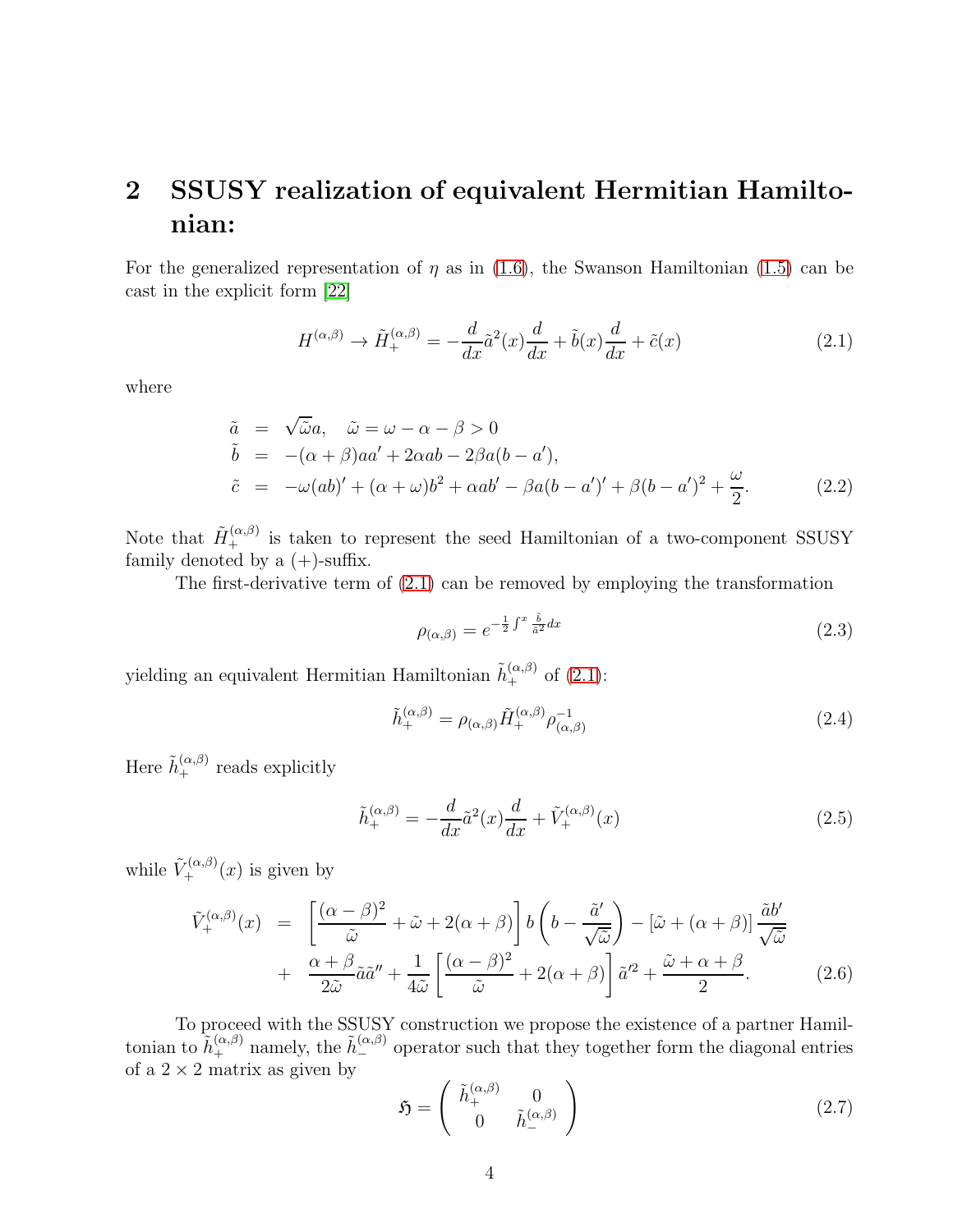## 2 SSUSY realization of equivalent Hermitian Hamiltonian:

For the generalized representation of $\eta$ as in (1.6), the Swanson Hamiltonian (1.5) can be cast in the explicit form [22]

$$H^{(\alpha,\beta)} \rightarrow \tilde{H}_+^{(\alpha,\beta)} = -\frac{d}{dx}\tilde{a}^2(x)\frac{d}{dx} + \tilde{b}(x)\frac{d}{dx} + \tilde{c}(x) \tag{2.1}$$

where

$$\begin{aligned}
\tilde{a} &= \sqrt{\tilde{\omega}}a, \quad \tilde{\omega} = \omega - \alpha - \beta > 0 \\
\tilde{b} &= -(\alpha+\beta)aa' + 2\alpha ab - 2\beta a(b - a'), \\
\tilde{c} &= -\omega(ab)' + (\alpha+\omega)b^2 + \alpha ab' - \beta a(b-a')' + \beta(b-a')^2 + \frac{\omega}{2}.
\end{aligned} \tag{2.2}$$

Note that $\tilde{H}_+^{(\alpha,\beta)}$ is taken to represent the seed Hamiltonian of a two-component SSUSY family denoted by a (+)-suffix.

The first-derivative term of (2.1) can be removed by employing the transformation

$$\rho_{(\alpha,\beta)} = e^{-\frac{1}{2}\int^x \frac{\tilde{b}}{\tilde{a}^2}dx} \tag{2.3}$$

yielding an equivalent Hermitian Hamiltonian $\tilde{h}_+^{(\alpha,\beta)}$ of (2.1):

$$\tilde{h}_+^{(\alpha,\beta)} = \rho_{(\alpha,\beta)}\tilde{H}_+^{(\alpha,\beta)}\rho_{(\alpha,\beta)}^{-1} \tag{2.4}$$

Here $\tilde{h}_+^{(\alpha,\beta)}$ reads explicitly

$$\tilde{h}_+^{(\alpha,\beta)} = -\frac{d}{dx}\tilde{a}^2(x)\frac{d}{dx} + \tilde{V}_+^{(\alpha,\beta)}(x) \tag{2.5}$$

while $\tilde{V}_+^{(\alpha,\beta)}(x)$ is given by

$$\begin{aligned}
\tilde{V}_+^{(\alpha,\beta)}(x) &= \left[\frac{(\alpha-\beta)^2}{\tilde{\omega}} + \tilde{\omega} + 2(\alpha+\beta)\right] b\left(b - \frac{\tilde{a}'}{\sqrt{\tilde{\omega}}}\right) - [\tilde{\omega} + (\alpha+\beta)]\frac{\tilde{a}b'}{\sqrt{\tilde{\omega}}} \\
&+ \frac{\alpha+\beta}{2\tilde{\omega}}\tilde{a}\tilde{a}'' + \frac{1}{4\tilde{\omega}}\left[\frac{(\alpha-\beta)^2}{\tilde{\omega}} + 2(\alpha+\beta)\right]\tilde{a}'^2 + \frac{\tilde{\omega}+\alpha+\beta}{2}.
\end{aligned} \tag{2.6}$$

To proceed with the SSUSY construction we propose the existence of a partner Hamiltonian to $\tilde{h}_+^{(\alpha,\beta)}$ namely, the $\tilde{h}_-^{(\alpha,\beta)}$ operator such that they together form the diagonal entries of a $2\times 2$ matrix as given by

$$\mathfrak{H} = \begin{pmatrix} \tilde{h}_+^{(\alpha,\beta)} & 0 \\ 0 & \tilde{h}_-^{(\alpha,\beta)} \end{pmatrix} \tag{2.7}$$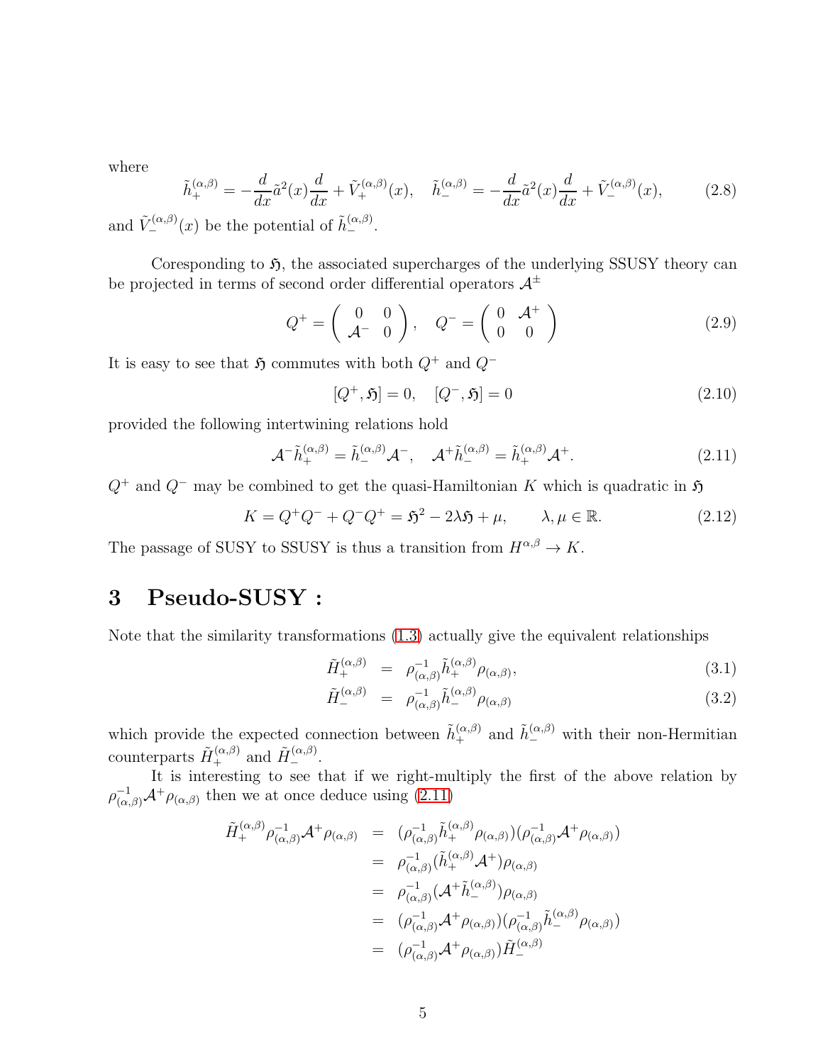where

$$\tilde{h}_{+}^{(\alpha,\beta)} = -\frac{d}{dx}\tilde{a}^2(x)\frac{d}{dx} + \tilde{V}_{+}^{(\alpha,\beta)}(x), \quad \tilde{h}_{-}^{(\alpha,\beta)} = -\frac{d}{dx}\tilde{a}^2(x)\frac{d}{dx} + \tilde{V}_{-}^{(\alpha,\beta)}(x), \tag{2.8}$$

and $\tilde{V}_{-}^{(\alpha,\beta)}(x)$ be the potential of $\tilde{h}_{-}^{(\alpha,\beta)}$.

Coresponding to $\mathfrak{H}$, the associated supercharges of the underlying SSUSY theory can be projected in terms of second order differential operators $\mathcal{A}^{\pm}$

$$Q^{+} = \begin{pmatrix} 0 & 0 \\ \mathcal{A}^{-} & 0 \end{pmatrix}, \quad Q^{-} = \begin{pmatrix} 0 & \mathcal{A}^{+} \\ 0 & 0 \end{pmatrix} \tag{2.9}$$

It is easy to see that $\mathfrak{H}$ commutes with both $Q^{+}$ and $Q^{-}$

$$[Q^{+}, \mathfrak{H}] = 0, \quad [Q^{-}, \mathfrak{H}] = 0 \tag{2.10}$$

provided the following intertwining relations hold

$$\mathcal{A}^{-}\tilde{h}_{+}^{(\alpha,\beta)} = \tilde{h}_{-}^{(\alpha,\beta)}\mathcal{A}^{-}, \quad \mathcal{A}^{+}\tilde{h}_{-}^{(\alpha,\beta)} = \tilde{h}_{+}^{(\alpha,\beta)}\mathcal{A}^{+}. \tag{2.11}$$

$Q^{+}$ and $Q^{-}$ may be combined to get the quasi-Hamiltonian $K$ which is quadratic in $\mathfrak{H}$

$$K = Q^{+}Q^{-} + Q^{-}Q^{+} = \mathfrak{H}^2 - 2\lambda\mathfrak{H} + \mu, \qquad \lambda, \mu \in \mathbb{R}. \tag{2.12}$$

The passage of SUSY to SSUSY is thus a transition from $H^{\alpha,\beta} \to K$.

# 3 Pseudo-SUSY :

Note that the similarity transformations (1.3) actually give the equivalent relationships

$$\tilde{H}_{+}^{(\alpha,\beta)} = \rho_{(\alpha,\beta)}^{-1}\tilde{h}_{+}^{(\alpha,\beta)}\rho_{(\alpha,\beta)}, \tag{3.1}$$

$$\tilde{H}_{-}^{(\alpha,\beta)} = \rho_{(\alpha,\beta)}^{-1}\tilde{h}_{-}^{(\alpha,\beta)}\rho_{(\alpha,\beta)} \tag{3.2}$$

which provide the expected connection between $\tilde{h}_{+}^{(\alpha,\beta)}$ and $\tilde{h}_{-}^{(\alpha,\beta)}$ with their non-Hermitian counterparts $\tilde{H}_{+}^{(\alpha,\beta)}$ and $\tilde{H}_{-}^{(\alpha,\beta)}$.

It is interesting to see that if we right-multiply the first of the above relation by $\rho_{(\alpha,\beta)}^{-1}\mathcal{A}^{+}\rho_{(\alpha,\beta)}$ then we at once deduce using (2.11)

$$\begin{aligned}
\tilde{H}_{+}^{(\alpha,\beta)}\rho_{(\alpha,\beta)}^{-1}\mathcal{A}^{+}\rho_{(\alpha,\beta)} &= (\rho_{(\alpha,\beta)}^{-1}\tilde{h}_{+}^{(\alpha,\beta)}\rho_{(\alpha,\beta)})(\rho_{(\alpha,\beta)}^{-1}\mathcal{A}^{+}\rho_{(\alpha,\beta)}) \\
&= \rho_{(\alpha,\beta)}^{-1}(\tilde{h}_{+}^{(\alpha,\beta)}\mathcal{A}^{+})\rho_{(\alpha,\beta)} \\
&= \rho_{(\alpha,\beta)}^{-1}(\mathcal{A}^{+}\tilde{h}_{-}^{(\alpha,\beta)})\rho_{(\alpha,\beta)} \\
&= (\rho_{(\alpha,\beta)}^{-1}\mathcal{A}^{+}\rho_{(\alpha,\beta)})(\rho_{(\alpha,\beta)}^{-1}\tilde{h}_{-}^{(\alpha,\beta)}\rho_{(\alpha,\beta)}) \\
&= (\rho_{(\alpha,\beta)}^{-1}\mathcal{A}^{+}\rho_{(\alpha,\beta)})\tilde{H}_{-}^{(\alpha,\beta)}
\end{aligned}$$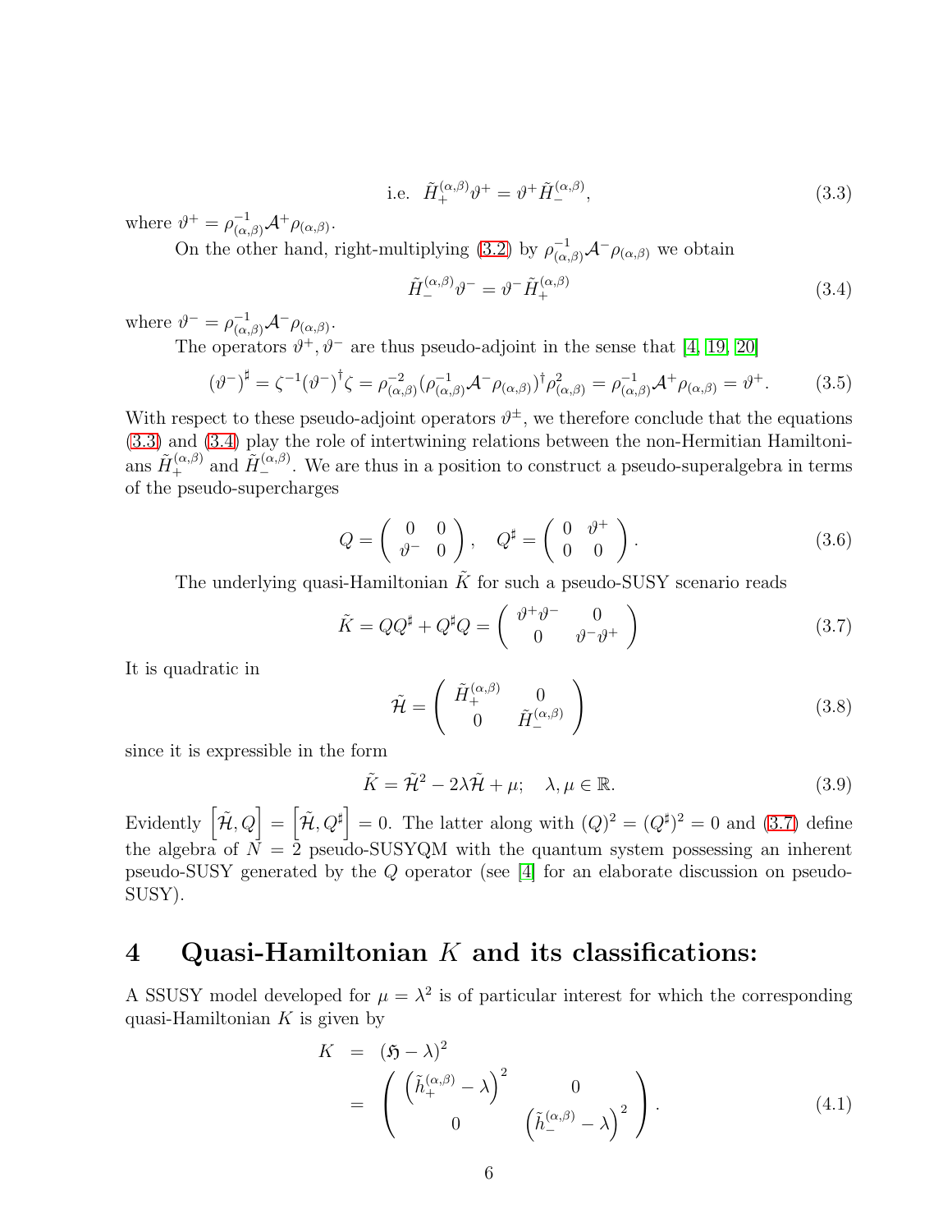$$\text{i.e.}\;\; \tilde{H}_+^{(\alpha,\beta)}\vartheta^+ = \vartheta^+\tilde{H}_-^{(\alpha,\beta)}, \tag{3.3}$$

where $\vartheta^+ = \rho_{(\alpha,\beta)}^{-1}\mathcal{A}^+\rho_{(\alpha,\beta)}$.

On the other hand, right-multiplying (3.2) by $\rho_{(\alpha,\beta)}^{-1}\mathcal{A}^-\rho_{(\alpha,\beta)}$ we obtain

$$\tilde{H}_-^{(\alpha,\beta)}\vartheta^- = \vartheta^-\tilde{H}_+^{(\alpha,\beta)} \tag{3.4}$$

where $\vartheta^- = \rho_{(\alpha,\beta)}^{-1}\mathcal{A}^-\rho_{(\alpha,\beta)}$.

The operators $\vartheta^+, \vartheta^-$ are thus pseudo-adjoint in the sense that [4, 19, 20]

$$(\vartheta^-)^\sharp = \zeta^{-1}(\vartheta^-)^\dagger\zeta = \rho_{(\alpha,\beta)}^{-2}(\rho_{(\alpha,\beta)}^{-1}\mathcal{A}^-\rho_{(\alpha,\beta)})^\dagger\rho_{(\alpha,\beta)}^2 = \rho_{(\alpha,\beta)}^{-1}\mathcal{A}^+\rho_{(\alpha,\beta)} = \vartheta^+. \tag{3.5}$$

With respect to these pseudo-adjoint operators $\vartheta^\pm$, we therefore conclude that the equations (3.3) and (3.4) play the role of intertwining relations between the non-Hermitian Hamiltonians $\tilde{H}_+^{(\alpha,\beta)}$ and $\tilde{H}_-^{(\alpha,\beta)}$. We are thus in a position to construct a pseudo-superalgebra in terms of the pseudo-supercharges

$$Q = \begin{pmatrix} 0 & 0 \\ \vartheta^- & 0 \end{pmatrix}, \quad Q^\sharp = \begin{pmatrix} 0 & \vartheta^+ \\ 0 & 0 \end{pmatrix}. \tag{3.6}$$

The underlying quasi-Hamiltonian $\tilde{K}$ for such a pseudo-SUSY scenario reads

$$\tilde{K} = QQ^\sharp + Q^\sharp Q = \begin{pmatrix} \vartheta^+\vartheta^- & 0 \\ 0 & \vartheta^-\vartheta^+ \end{pmatrix} \tag{3.7}$$

It is quadratic in

$$\tilde{\mathcal{H}} = \begin{pmatrix} \tilde{H}_+^{(\alpha,\beta)} & 0 \\ 0 & \tilde{H}_-^{(\alpha,\beta)} \end{pmatrix} \tag{3.8}$$

since it is expressible in the form

$$\tilde{K} = \tilde{\mathcal{H}}^2 - 2\lambda\tilde{\mathcal{H}} + \mu; \quad \lambda, \mu \in \mathbb{R}. \tag{3.9}$$

Evidently $\left[\tilde{\mathcal{H}}, Q\right] = \left[\tilde{\mathcal{H}}, Q^\sharp\right] = 0$. The latter along with $(Q)^2 = (Q^\sharp)^2 = 0$ and (3.7) define the algebra of $N = 2$ pseudo-SUSYQM with the quantum system possessing an inherent pseudo-SUSY generated by the $Q$ operator (see [4] for an elaborate discussion on pseudo-SUSY).

# 4 Quasi-Hamiltonian $K$ and its classifications:

A SSUSY model developed for $\mu = \lambda^2$ is of particular interest for which the corresponding quasi-Hamiltonian $K$ is given by

$$\begin{aligned} K &= (\mathfrak{H} - \lambda)^2 \\ &= \begin{pmatrix} \left(\tilde{h}_+^{(\alpha,\beta)} - \lambda\right)^2 & 0 \\ 0 & \left(\tilde{h}_-^{(\alpha,\beta)} - \lambda\right)^2 \end{pmatrix}. \end{aligned} \tag{4.1}$$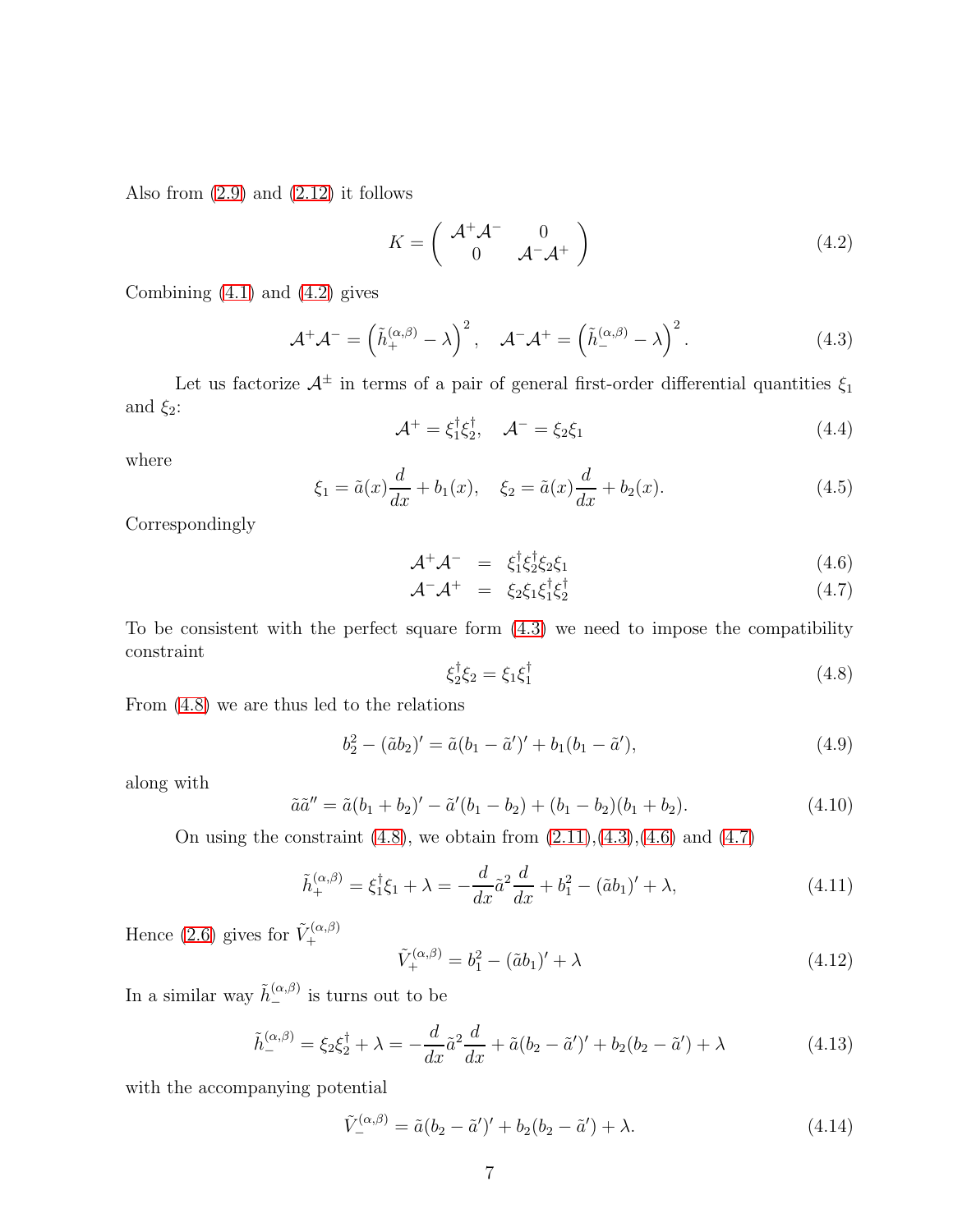Also from (2.9) and (2.12) it follows

$$K = \begin{pmatrix} \mathcal{A}^+\mathcal{A}^- & 0 \\ 0 & \mathcal{A}^-\mathcal{A}^+ \end{pmatrix} \tag{4.2}$$

Combining (4.1) and (4.2) gives

$$\mathcal{A}^+\mathcal{A}^- = \left(\tilde{h}_+^{(\alpha,\beta)} - \lambda\right)^2, \quad \mathcal{A}^-\mathcal{A}^+ = \left(\tilde{h}_-^{(\alpha,\beta)} - \lambda\right)^2. \tag{4.3}$$

Let us factorize $\mathcal{A}^\pm$ in terms of a pair of general first-order differential quantities $\xi_1$ and $\xi_2$:

$$\mathcal{A}^+ = \xi_1^\dagger \xi_2^\dagger, \quad \mathcal{A}^- = \xi_2 \xi_1 \tag{4.4}$$

where

$$\xi_1 = \tilde{a}(x)\frac{d}{dx} + b_1(x), \quad \xi_2 = \tilde{a}(x)\frac{d}{dx} + b_2(x). \tag{4.5}$$

Correspondingly

$$\mathcal{A}^+\mathcal{A}^- = \xi_1^\dagger \xi_2^\dagger \xi_2 \xi_1 \tag{4.6}$$

$$\mathcal{A}^-\mathcal{A}^+ = \xi_2 \xi_1 \xi_1^\dagger \xi_2^\dagger \tag{4.7}$$

To be consistent with the perfect square form (4.3) we need to impose the compatibility constraint

$$\xi_2^\dagger \xi_2 = \xi_1 \xi_1^\dagger \tag{4.8}$$

From (4.8) we are thus led to the relations

$$b_2^2 - (\tilde{a}b_2)' = \tilde{a}(b_1 - \tilde{a}')' + b_1(b_1 - \tilde{a}'), \tag{4.9}$$

along with

$$\tilde{a}\tilde{a}'' = \tilde{a}(b_1 + b_2)' - \tilde{a}'(b_1 - b_2) + (b_1 - b_2)(b_1 + b_2). \tag{4.10}$$

On using the constraint (4.8), we obtain from (2.11),(4.3),(4.6) and (4.7)

$$\tilde{h}_+^{(\alpha,\beta)} = \xi_1^\dagger \xi_1 + \lambda = -\frac{d}{dx}\tilde{a}^2\frac{d}{dx} + b_1^2 - (\tilde{a}b_1)' + \lambda, \tag{4.11}$$

Hence (2.6) gives for $\tilde{V}_+^{(\alpha,\beta)}$

$$\tilde{V}_+^{(\alpha,\beta)} = b_1^2 - (\tilde{a}b_1)' + \lambda \tag{4.12}$$

In a similar way $\tilde{h}_-^{(\alpha,\beta)}$ is turns out to be

$$\tilde{h}_-^{(\alpha,\beta)} = \xi_2 \xi_2^\dagger + \lambda = -\frac{d}{dx}\tilde{a}^2\frac{d}{dx} + \tilde{a}(b_2 - \tilde{a}')' + b_2(b_2 - \tilde{a}') + \lambda \tag{4.13}$$

with the accompanying potential

$$\tilde{V}_-^{(\alpha,\beta)} = \tilde{a}(b_2 - \tilde{a}')' + b_2(b_2 - \tilde{a}') + \lambda. \tag{4.14}$$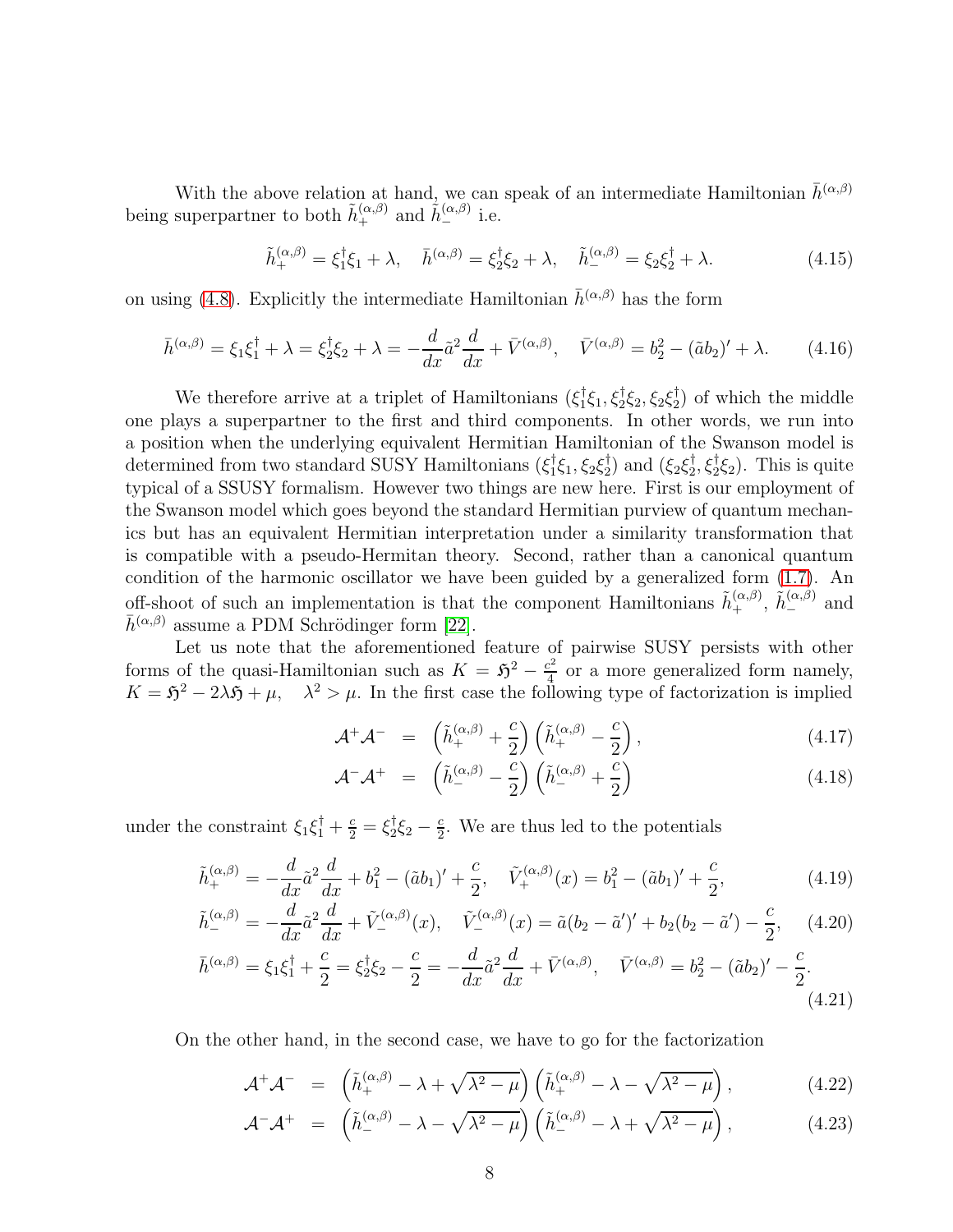With the above relation at hand, we can speak of an intermediate Hamiltonian $\bar{h}^{(\alpha,\beta)}$ being superpartner to both $\tilde{h}_{+}^{(\alpha,\beta)}$ and $\tilde{h}_{-}^{(\alpha,\beta)}$ i.e.

$$\tilde{h}_{+}^{(\alpha,\beta)} = \xi_1^{\dagger}\xi_1 + \lambda, \quad \bar{h}^{(\alpha,\beta)} = \xi_2^{\dagger}\xi_2 + \lambda, \quad \tilde{h}_{-}^{(\alpha,\beta)} = \xi_2\xi_2^{\dagger} + \lambda. \tag{4.15}$$

on using (4.8). Explicitly the intermediate Hamiltonian $\bar{h}^{(\alpha,\beta)}$ has the form

$$\bar{h}^{(\alpha,\beta)} = \xi_1\xi_1^{\dagger} + \lambda = \xi_2^{\dagger}\xi_2 + \lambda = -\frac{d}{dx}\tilde{a}^2\frac{d}{dx} + \bar{V}^{(\alpha,\beta)}, \quad \bar{V}^{(\alpha,\beta)} = b_2^2 - (\tilde{a}b_2)' + \lambda. \tag{4.16}$$

We therefore arrive at a triplet of Hamiltonians $(\xi_1^{\dagger}\xi_1, \xi_2^{\dagger}\xi_2, \xi_2\xi_2^{\dagger})$ of which the middle one plays a superpartner to the first and third components. In other words, we run into a position when the underlying equivalent Hermitian Hamiltonian of the Swanson model is determined from two standard SUSY Hamiltonians $(\xi_1^{\dagger}\xi_1, \xi_2\xi_2^{\dagger})$ and $(\xi_2\xi_2^{\dagger}, \xi_2^{\dagger}\xi_2)$. This is quite typical of a SSUSY formalism. However two things are new here. First is our employment of the Swanson model which goes beyond the standard Hermitian purview of quantum mechanics but has an equivalent Hermitian interpretation under a similarity transformation that is compatible with a pseudo-Hermitan theory. Second, rather than a canonical quantum condition of the harmonic oscillator we have been guided by a generalized form (1.7). An off-shoot of such an implementation is that the component Hamiltonians $\tilde{h}_{+}^{(\alpha,\beta)}$, $\tilde{h}_{-}^{(\alpha,\beta)}$ and $\bar{h}^{(\alpha,\beta)}$ assume a PDM Schrödinger form [22].

Let us note that the aforementioned feature of pairwise SUSY persists with other forms of the quasi-Hamiltonian such as $K = \mathfrak{H}^2 - \frac{c^2}{4}$ or a more generalized form namely, $K = \mathfrak{H}^2 - 2\lambda\mathfrak{H} + \mu, \quad \lambda^2 > \mu$. In the first case the following type of factorization is implied

$$\mathcal{A}^{+}\mathcal{A}^{-} = \left(\tilde{h}_{+}^{(\alpha,\beta)} + \frac{c}{2}\right)\left(\tilde{h}_{+}^{(\alpha,\beta)} - \frac{c}{2}\right), \tag{4.17}$$

$$\mathcal{A}^{-}\mathcal{A}^{+} = \left(\tilde{h}_{-}^{(\alpha,\beta)} - \frac{c}{2}\right)\left(\tilde{h}_{-}^{(\alpha,\beta)} + \frac{c}{2}\right) \tag{4.18}$$

under the constraint $\xi_1\xi_1^{\dagger} + \frac{c}{2} = \xi_2^{\dagger}\xi_2 - \frac{c}{2}$. We are thus led to the potentials

$$\tilde{h}_{+}^{(\alpha,\beta)} = -\frac{d}{dx}\tilde{a}^2\frac{d}{dx} + b_1^2 - (\tilde{a}b_1)' + \frac{c}{2}, \quad \tilde{V}_{+}^{(\alpha,\beta)}(x) = b_1^2 - (\tilde{a}b_1)' + \frac{c}{2}, \tag{4.19}$$

$$\tilde{h}_{-}^{(\alpha,\beta)} = -\frac{d}{dx}\tilde{a}^2\frac{d}{dx} + \tilde{V}_{-}^{(\alpha,\beta)}(x), \quad \tilde{V}_{-}^{(\alpha,\beta)}(x) = \tilde{a}(b_2 - \tilde{a}')' + b_2(b_2 - \tilde{a}') - \frac{c}{2}, \tag{4.20}$$

$$\bar{h}^{(\alpha,\beta)} = \xi_1\xi_1^{\dagger} + \frac{c}{2} = \xi_2^{\dagger}\xi_2 - \frac{c}{2} = -\frac{d}{dx}\tilde{a}^2\frac{d}{dx} + \bar{V}^{(\alpha,\beta)}, \quad \bar{V}^{(\alpha,\beta)} = b_2^2 - (\tilde{a}b_2)' - \frac{c}{2}. \tag{4.21}$$

On the other hand, in the second case, we have to go for the factorization

$$\mathcal{A}^{+}\mathcal{A}^{-} = \left(\tilde{h}_{+}^{(\alpha,\beta)} - \lambda + \sqrt{\lambda^2 - \mu}\right)\left(\tilde{h}_{+}^{(\alpha,\beta)} - \lambda - \sqrt{\lambda^2 - \mu}\right), \tag{4.22}$$

$$\mathcal{A}^{-}\mathcal{A}^{+} = \left(\tilde{h}_{-}^{(\alpha,\beta)} - \lambda - \sqrt{\lambda^2 - \mu}\right)\left(\tilde{h}_{-}^{(\alpha,\beta)} - \lambda + \sqrt{\lambda^2 - \mu}\right), \tag{4.23}$$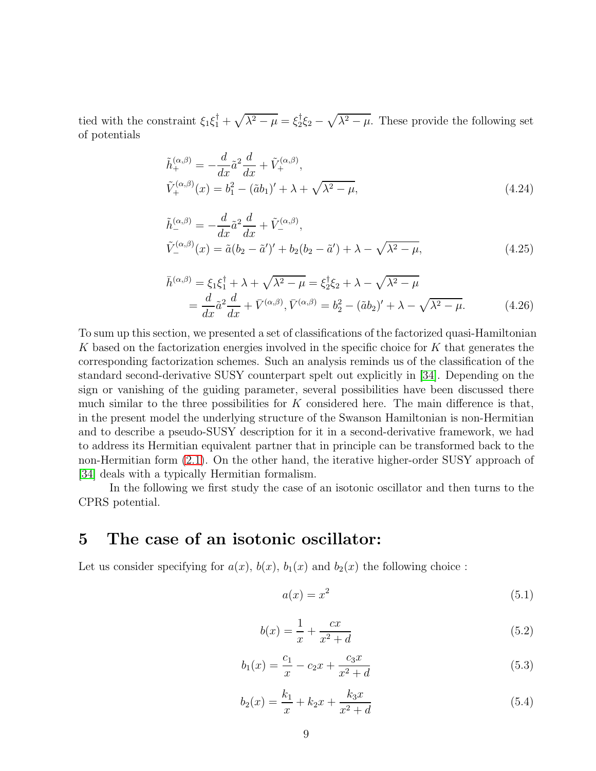tied with the constraint $\xi_1\xi_1^\dagger + \sqrt{\lambda^2 - \mu} = \xi_2^\dagger\xi_2 - \sqrt{\lambda^2 - \mu}$. These provide the following set of potentials

$$
\begin{aligned}
&\tilde{h}_+^{(\alpha,\beta)} = -\frac{d}{dx}\tilde{a}^2\frac{d}{dx} + \tilde{V}_+^{(\alpha,\beta)}, \\
&\tilde{V}_+^{(\alpha,\beta)}(x) = b_1^2 - (\tilde{a}b_1)' + \lambda + \sqrt{\lambda^2 - \mu},
\end{aligned} \tag{4.24}
$$

$$
\begin{aligned}
&\tilde{h}_-^{(\alpha,\beta)} = -\frac{d}{dx}\tilde{a}^2\frac{d}{dx} + \tilde{V}_-^{(\alpha,\beta)}, \\
&\tilde{V}_-^{(\alpha,\beta)}(x) = \tilde{a}(b_2 - \tilde{a}')' + b_2(b_2 - \tilde{a}') + \lambda - \sqrt{\lambda^2 - \mu},
\end{aligned} \tag{4.25}
$$

$$
\begin{aligned}
\bar{h}^{(\alpha,\beta)} &= \xi_1\xi_1^\dagger + \lambda + \sqrt{\lambda^2 - \mu} = \xi_2^\dagger\xi_2 + \lambda - \sqrt{\lambda^2 - \mu} \\
&= \frac{d}{dx}\tilde{a}^2\frac{d}{dx} + \bar{V}^{(\alpha,\beta)}, \bar{V}^{(\alpha,\beta)} = b_2^2 - (\tilde{a}b_2)' + \lambda - \sqrt{\lambda^2 - \mu}.
\end{aligned} \tag{4.26}
$$

To sum up this section, we presented a set of classifications of the factorized quasi-Hamiltonian $K$ based on the factorization energies involved in the specific choice for $K$ that generates the corresponding factorization schemes. Such an analysis reminds us of the classification of the standard second-derivative SUSY counterpart spelt out explicitly in [34]. Depending on the sign or vanishing of the guiding parameter, several possibilities have been discussed there much similar to the three possibilities for $K$ considered here. The main difference is that, in the present model the underlying structure of the Swanson Hamiltonian is non-Hermitian and to describe a pseudo-SUSY description for it in a second-derivative framework, we had to address its Hermitian equivalent partner that in principle can be transformed back to the non-Hermitian form (2.1). On the other hand, the iterative higher-order SUSY approach of [34] deals with a typically Hermitian formalism.

In the following we first study the case of an isotonic oscillator and then turns to the CPRS potential.

# 5 The case of an isotonic oscillator:

Let us consider specifying for $a(x)$, $b(x)$, $b_1(x)$ and $b_2(x)$ the following choice :

$$a(x) = x^2 \tag{5.1}$$

$$b(x) = \frac{1}{x} + \frac{cx}{x^2 + d} \tag{5.2}$$

$$b_1(x) = \frac{c_1}{x} - c_2 x + \frac{c_3 x}{x^2 + d} \tag{5.3}$$

$$b_2(x) = \frac{k_1}{x} + k_2 x + \frac{k_3 x}{x^2 + d} \tag{5.4}$$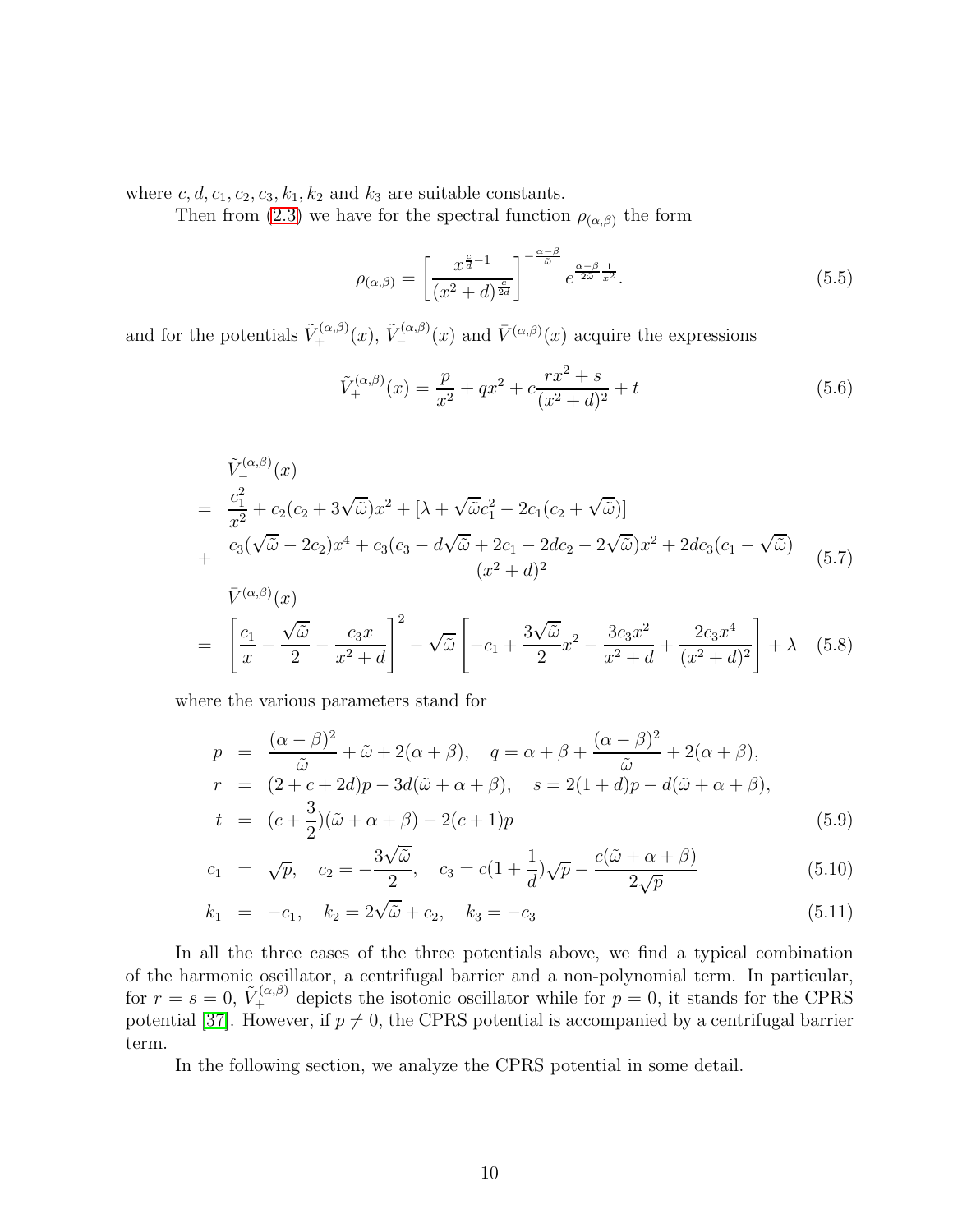where $c, d, c_1, c_2, c_3, k_1, k_2$ and $k_3$ are suitable constants.

Then from (2.3) we have for the spectral function $\rho_{(\alpha,\beta)}$ the form

$$\rho_{(\alpha,\beta)} = \left[\frac{x^{\frac{c}{d}-1}}{(x^2+d)^{\frac{c}{2d}}}\right]^{-\frac{\alpha-\beta}{\tilde{\omega}}} e^{\frac{\alpha-\beta}{2\tilde{\omega}}\frac{1}{x^2}}. \tag{5.5}$$

and for the potentials $\tilde{V}_+^{(\alpha,\beta)}(x)$, $\tilde{V}_-^{(\alpha,\beta)}(x)$ and $\bar{V}^{(\alpha,\beta)}(x)$ acquire the expressions

$$\tilde{V}_+^{(\alpha,\beta)}(x) = \frac{p}{x^2} + qx^2 + c\frac{rx^2+s}{(x^2+d)^2} + t \tag{5.6}$$

$$\begin{aligned}
&\tilde{V}_-^{(\alpha,\beta)}(x) \\
= \;& \frac{c_1^2}{x^2} + c_2(c_2 + 3\sqrt{\tilde{\omega}})x^2 + [\lambda + \sqrt{\tilde{\omega}}c_1^2 - 2c_1(c_2 + \sqrt{\tilde{\omega}})] \\
+ \;& \frac{c_3(\sqrt{\tilde{\omega}} - 2c_2)x^4 + c_3(c_3 - d\sqrt{\tilde{\omega}} + 2c_1 - 2dc_2 - 2\sqrt{\tilde{\omega}})x^2 + 2dc_3(c_1 - \sqrt{\tilde{\omega}})}{(x^2+d)^2}
\end{aligned} \tag{5.7}$$

$$\begin{aligned}
&\bar{V}^{(\alpha,\beta)}(x) \\
= \;& \left[\frac{c_1}{x} - \frac{\sqrt{\tilde{\omega}}}{2} - \frac{c_3 x}{x^2+d}\right]^2 - \sqrt{\tilde{\omega}}\left[-c_1 + \frac{3\sqrt{\tilde{\omega}}}{2}x^2 - \frac{3c_3x^2}{x^2+d} + \frac{2c_3x^4}{(x^2+d)^2}\right] + \lambda
\end{aligned} \tag{5.8}$$

where the various parameters stand for

$$\begin{aligned}
p &= \frac{(\alpha-\beta)^2}{\tilde{\omega}} + \tilde{\omega} + 2(\alpha+\beta), \quad q = \alpha + \beta + \frac{(\alpha-\beta)^2}{\tilde{\omega}} + 2(\alpha+\beta), \\
r &= (2 + c + 2d)p - 3d(\tilde{\omega} + \alpha + \beta), \quad s = 2(1+d)p - d(\tilde{\omega} + \alpha + \beta), \\
t &= (c + \frac{3}{2})(\tilde{\omega} + \alpha + \beta) - 2(c+1)p
\end{aligned} \tag{5.9}$$

$$c_1 = \sqrt{p}, \quad c_2 = -\frac{3\sqrt{\tilde{\omega}}}{2}, \quad c_3 = c(1 + \frac{1}{d})\sqrt{p} - \frac{c(\tilde{\omega} + \alpha + \beta)}{2\sqrt{p}} \tag{5.10}$$

$$k_1 = -c_1, \quad k_2 = 2\sqrt{\tilde{\omega}} + c_2, \quad k_3 = -c_3 \tag{5.11}$$

In all the three cases of the three potentials above, we find a typical combination of the harmonic oscillator, a centrifugal barrier and a non-polynomial term. In particular, for $r = s = 0$, $\tilde{V}_+^{(\alpha,\beta)}$ depicts the isotonic oscillator while for $p = 0$, it stands for the CPRS potential [37]. However, if $p \neq 0$, the CPRS potential is accompanied by a centrifugal barrier term.

In the following section, we analyze the CPRS potential in some detail.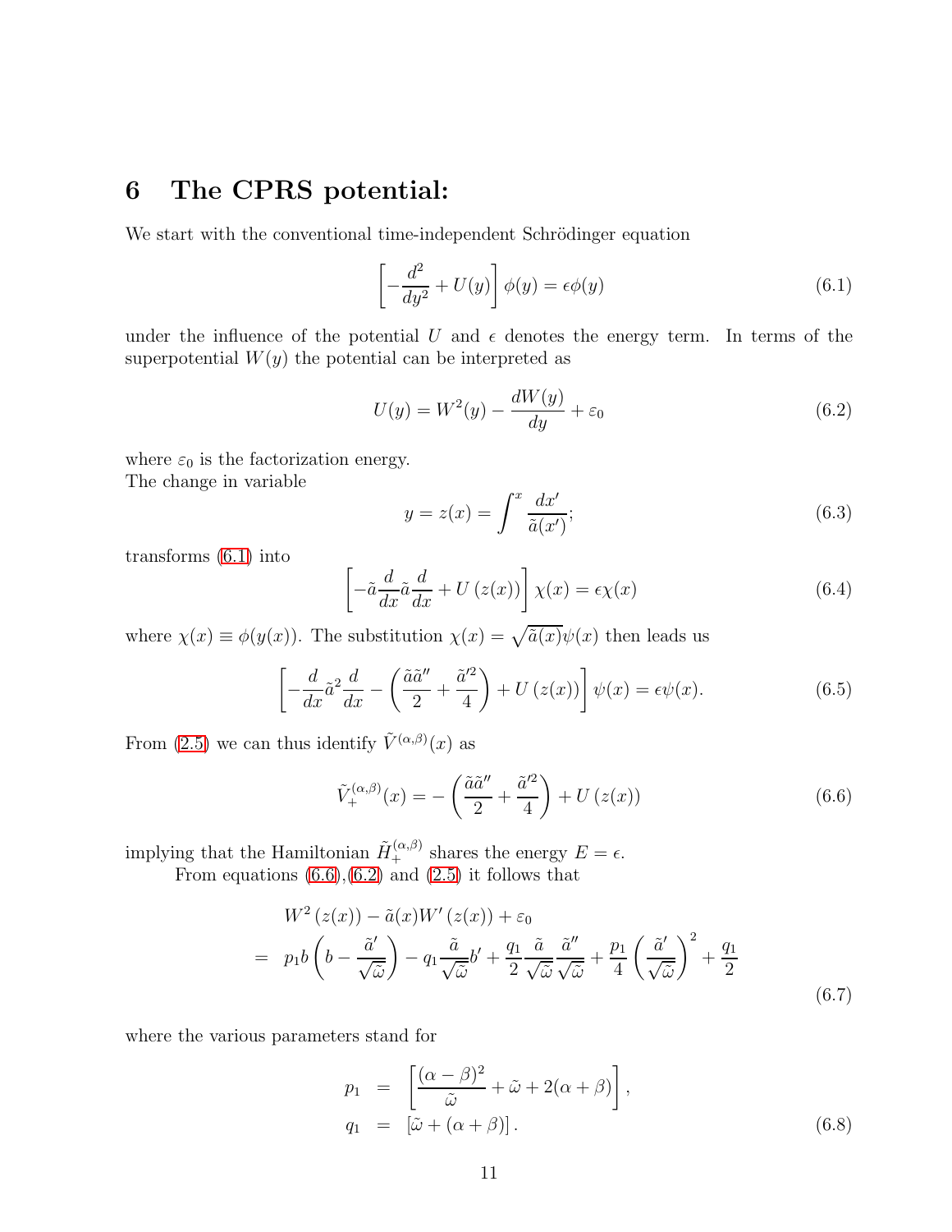# 6 The CPRS potential:

We start with the conventional time-independent Schrödinger equation

$$\left[-\frac{d^2}{dy^2} + U(y)\right]\phi(y) = \epsilon\phi(y) \tag{6.1}$$

under the influence of the potential $U$ and $\epsilon$ denotes the energy term. In terms of the superpotential $W(y)$ the potential can be interpreted as

$$U(y) = W^2(y) - \frac{dW(y)}{dy} + \varepsilon_0 \tag{6.2}$$

where $\varepsilon_0$ is the factorization energy.
The change in variable

$$y = z(x) = \int^x \frac{dx'}{\tilde{a}(x')}; \tag{6.3}$$

transforms (6.1) into

$$\left[-\tilde{a}\frac{d}{dx}\tilde{a}\frac{d}{dx} + U\left(z(x)\right)\right]\chi(x) = \epsilon\chi(x) \tag{6.4}$$

where $\chi(x) \equiv \phi(y(x))$. The substitution $\chi(x) = \sqrt{\tilde{a}(x)}\psi(x)$ then leads us

$$\left[-\frac{d}{dx}\tilde{a}^2\frac{d}{dx} - \left(\frac{\tilde{a}\tilde{a}''}{2} + \frac{\tilde{a}'^2}{4}\right) + U\left(z(x)\right)\right]\psi(x) = \epsilon\psi(x). \tag{6.5}$$

From (2.5) we can thus identify $\tilde{V}^{(\alpha,\beta)}(x)$ as

$$\tilde{V}_+^{(\alpha,\beta)}(x) = -\left(\frac{\tilde{a}\tilde{a}''}{2} + \frac{\tilde{a}'^2}{4}\right) + U\left(z(x)\right) \tag{6.6}$$

implying that the Hamiltonian $\tilde{H}_+^{(\alpha,\beta)}$ shares the energy $E = \epsilon$.

From equations (6.6),(6.2) and (2.5) it follows that

$$\begin{aligned} & W^2\left(z(x)\right) - \tilde{a}(x)W'\left(z(x)\right) + \varepsilon_0 \\ = \;& p_1 b\left(b - \frac{\tilde{a}'}{\sqrt{\tilde{\omega}}}\right) - q_1\frac{\tilde{a}}{\sqrt{\tilde{\omega}}}b' + \frac{q_1}{2}\frac{\tilde{a}}{\sqrt{\tilde{\omega}}}\frac{\tilde{a}''}{\sqrt{\tilde{\omega}}} + \frac{p_1}{4}\left(\frac{\tilde{a}'}{\sqrt{\tilde{\omega}}}\right)^2 + \frac{q_1}{2} \end{aligned} \tag{6.7}$$

where the various parameters stand for

$$\begin{aligned} p_1 &= \left[\frac{(\alpha-\beta)^2}{\tilde{\omega}} + \tilde{\omega} + 2(\alpha+\beta)\right], \\ q_1 &= \left[\tilde{\omega} + (\alpha+\beta)\right]. \end{aligned} \tag{6.8}$$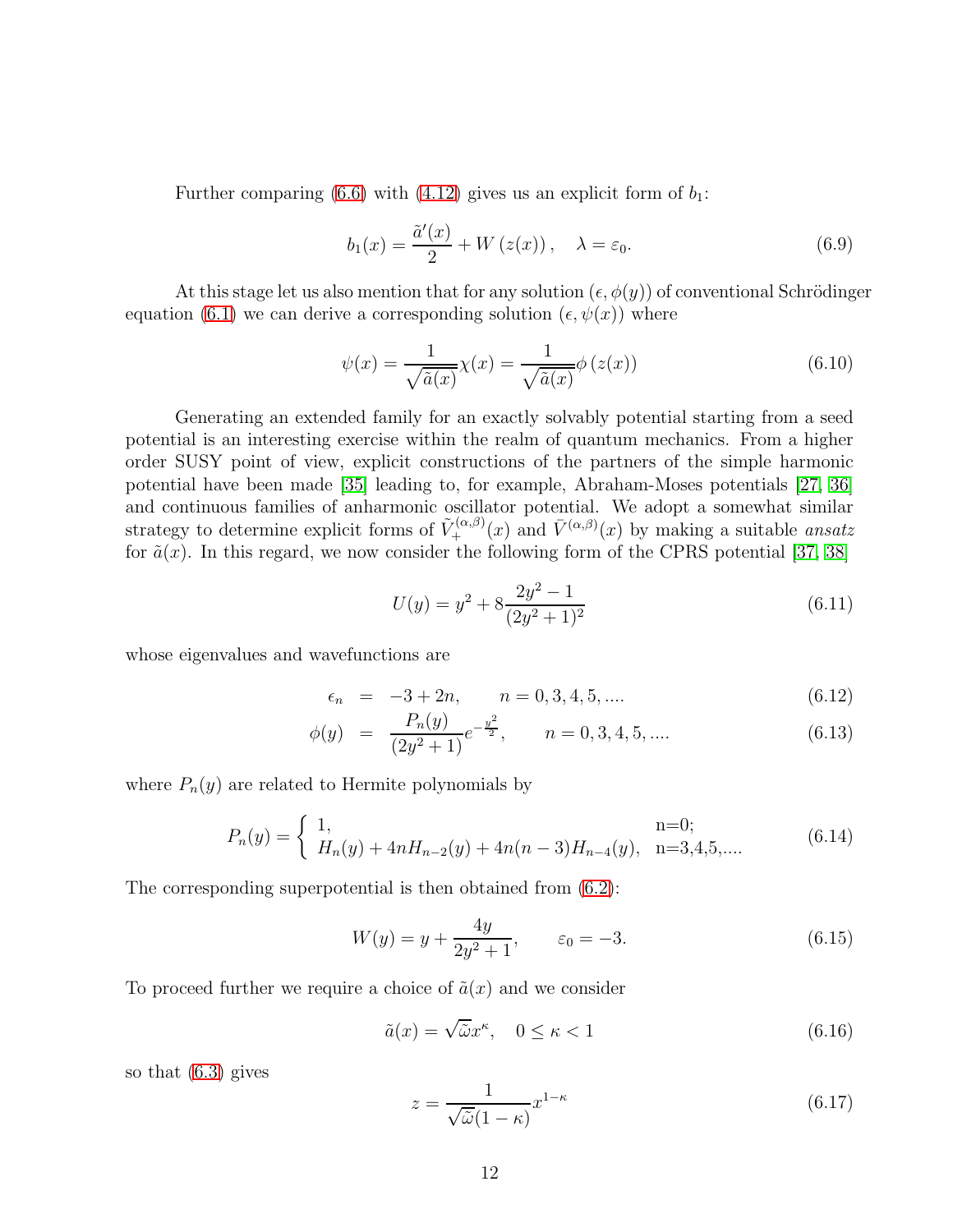Further comparing (6.6) with (4.12) gives us an explicit form of $b_1$:

$$b_1(x) = \frac{\tilde{a}'(x)}{2} + W\left(z(x)\right), \quad \lambda = \varepsilon_0. \tag{6.9}$$

At this stage let us also mention that for any solution $(\epsilon, \phi(y))$ of conventional Schrödinger equation (6.1) we can derive a corresponding solution $(\epsilon, \psi(x))$ where

$$\psi(x) = \frac{1}{\sqrt{\tilde{a}(x)}}\chi(x) = \frac{1}{\sqrt{\tilde{a}(x)}}\phi\left(z(x)\right) \tag{6.10}$$

Generating an extended family for an exactly solvably potential starting from a seed potential is an interesting exercise within the realm of quantum mechanics. From a higher order SUSY point of view, explicit constructions of the partners of the simple harmonic potential have been made [35] leading to, for example, Abraham-Moses potentials [27, 36] and continuous families of anharmonic oscillator potential. We adopt a somewhat similar strategy to determine explicit forms of $\tilde{V}_+^{(\alpha,\beta)}(x)$ and $\bar{V}^{(\alpha,\beta)}(x)$ by making a suitable *ansatz* for $\tilde{a}(x)$. In this regard, we now consider the following form of the CPRS potential [37, 38]

$$U(y) = y^2 + 8\frac{2y^2 - 1}{(2y^2+1)^2} \tag{6.11}$$

whose eigenvalues and wavefunctions are

$$\epsilon_n = -3 + 2n, \qquad n = 0, 3, 4, 5, .... \tag{6.12}$$

$$\phi(y) = \frac{P_n(y)}{(2y^2+1)}e^{-\frac{y^2}{2}}, \qquad n = 0, 3, 4, 5, .... \tag{6.13}$$

where $P_n(y)$ are related to Hermite polynomials by

$$P_n(y) = \begin{cases} 1, & \text{n=0;} \\ H_n(y) + 4nH_{n-2}(y) + 4n(n-3)H_{n-4}(y), & \text{n=3,4,5,....} \end{cases} \tag{6.14}$$

The corresponding superpotential is then obtained from (6.2):

$$W(y) = y + \frac{4y}{2y^2+1}, \qquad \varepsilon_0 = -3. \tag{6.15}$$

To proceed further we require a choice of $\tilde{a}(x)$ and we consider

$$\tilde{a}(x) = \sqrt{\tilde{\omega}}x^{\kappa}, \quad 0 \le \kappa < 1 \tag{6.16}$$

so that (6.3) gives

$$z = \frac{1}{\sqrt{\tilde{\omega}}(1-\kappa)}x^{1-\kappa} \tag{6.17}$$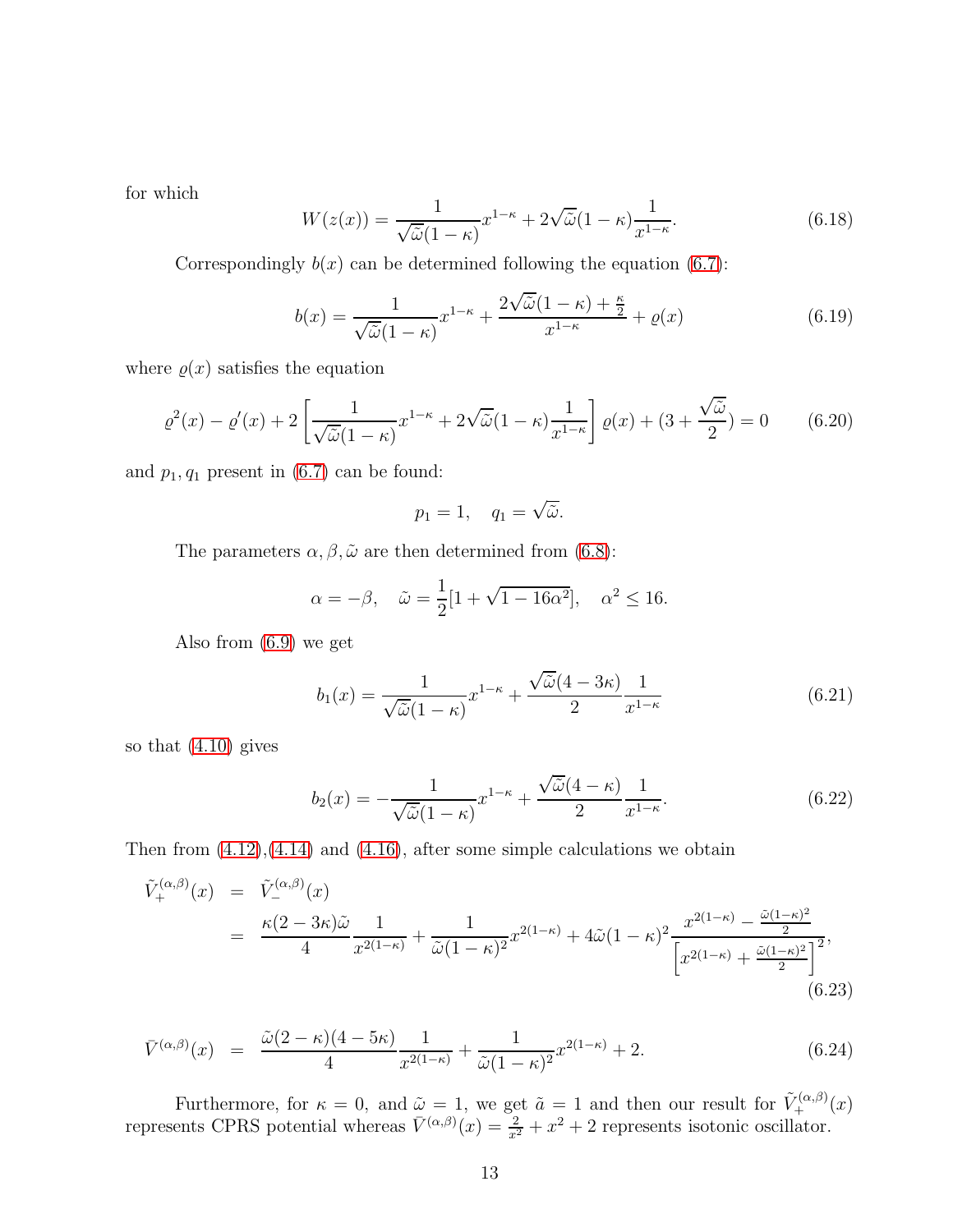for which

$$W(z(x)) = \frac{1}{\sqrt{\tilde{\omega}}(1-\kappa)} x^{1-\kappa} + 2\sqrt{\tilde{\omega}}(1-\kappa)\frac{1}{x^{1-\kappa}}. \tag{6.18}$$

Correspondingly $b(x)$ can be determined following the equation (6.7):

$$b(x) = \frac{1}{\sqrt{\tilde{\omega}}(1-\kappa)} x^{1-\kappa} + \frac{2\sqrt{\tilde{\omega}}(1-\kappa) + \frac{\kappa}{2}}{x^{1-\kappa}} + \varrho(x) \tag{6.19}$$

where $\varrho(x)$ satisfies the equation

$$\varrho^2(x) - \varrho'(x) + 2\left[\frac{1}{\sqrt{\tilde{\omega}}(1-\kappa)} x^{1-\kappa} + 2\sqrt{\tilde{\omega}}(1-\kappa)\frac{1}{x^{1-\kappa}}\right]\varrho(x) + (3 + \frac{\sqrt{\tilde{\omega}}}{2}) = 0 \tag{6.20}$$

and $p_1, q_1$ present in (6.7) can be found:

$$p_1 = 1, \quad q_1 = \sqrt{\tilde{\omega}}.$$

The parameters $\alpha, \beta, \tilde{\omega}$ are then determined from (6.8):

$$\alpha = -\beta, \quad \tilde{\omega} = \frac{1}{2}[1 + \sqrt{1 - 16\alpha^2}], \quad \alpha^2 \leq 16.$$

Also from (6.9) we get

$$b_1(x) = \frac{1}{\sqrt{\tilde{\omega}}(1-\kappa)} x^{1-\kappa} + \frac{\sqrt{\tilde{\omega}}(4-3\kappa)}{2}\frac{1}{x^{1-\kappa}} \tag{6.21}$$

so that (4.10) gives

$$b_2(x) = -\frac{1}{\sqrt{\tilde{\omega}}(1-\kappa)} x^{1-\kappa} + \frac{\sqrt{\tilde{\omega}}(4-\kappa)}{2}\frac{1}{x^{1-\kappa}}. \tag{6.22}$$

Then from (4.12),(4.14) and (4.16), after some simple calculations we obtain

$$\begin{aligned}
\tilde{V}_+^{(\alpha,\beta)}(x) &= \tilde{V}_-^{(\alpha,\beta)}(x) \\
&= \frac{\kappa(2-3\kappa)\tilde{\omega}}{4}\frac{1}{x^{2(1-\kappa)}} + \frac{1}{\tilde{\omega}(1-\kappa)^2}x^{2(1-\kappa)} + 4\tilde{\omega}(1-\kappa)^2\frac{x^{2(1-\kappa)} - \frac{\tilde{\omega}(1-\kappa)^2}{2}}{\left[x^{2(1-\kappa)} + \frac{\tilde{\omega}(1-\kappa)^2}{2}\right]^2},
\end{aligned} \tag{6.23}$$

$$\bar{V}^{(\alpha,\beta)}(x) = \frac{\tilde{\omega}(2-\kappa)(4-5\kappa)}{4}\frac{1}{x^{2(1-\kappa)}} + \frac{1}{\tilde{\omega}(1-\kappa)^2}x^{2(1-\kappa)} + 2. \tag{6.24}$$

Furthermore, for $\kappa = 0$, and $\tilde{\omega} = 1$, we get $\tilde{a} = 1$ and then our result for $\tilde{V}_+^{(\alpha,\beta)}(x)$ represents CPRS potential whereas $\bar{V}^{(\alpha,\beta)}(x) = \frac{2}{x^2} + x^2 + 2$ represents isotonic oscillator.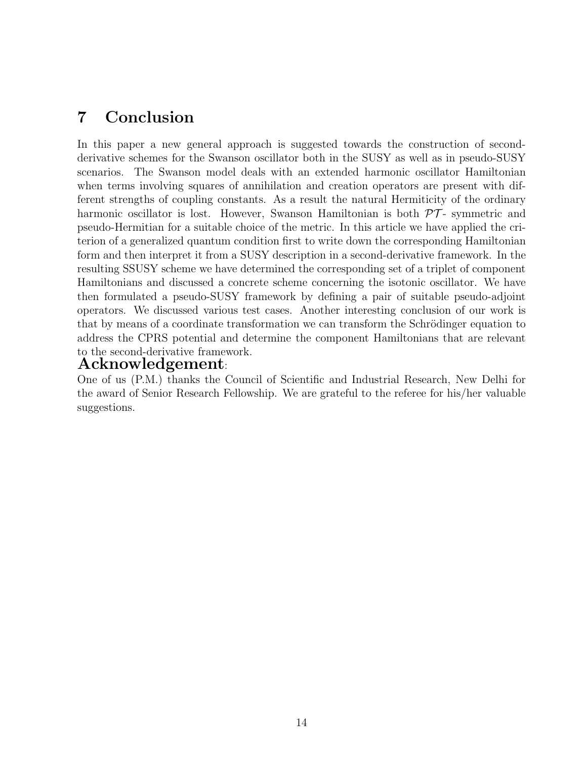# 7 Conclusion

In this paper a new general approach is suggested towards the construction of second-derivative schemes for the Swanson oscillator both in the SUSY as well as in pseudo-SUSY scenarios. The Swanson model deals with an extended harmonic oscillator Hamiltonian when terms involving squares of annihilation and creation operators are present with different strengths of coupling constants. As a result the natural Hermiticity of the ordinary harmonic oscillator is lost. However, Swanson Hamiltonian is both $\mathcal{PT}$- symmetric and pseudo-Hermitian for a suitable choice of the metric. In this article we have applied the criterion of a generalized quantum condition first to write down the corresponding Hamiltonian form and then interpret it from a SUSY description in a second-derivative framework. In the resulting SSUSY scheme we have determined the corresponding set of a triplet of component Hamiltonians and discussed a concrete scheme concerning the isotonic oscillator. We have then formulated a pseudo-SUSY framework by defining a pair of suitable pseudo-adjoint operators. We discussed various test cases. Another interesting conclusion of our work is that by means of a coordinate transformation we can transform the Schrödinger equation to address the CPRS potential and determine the component Hamiltonians that are relevant to the second-derivative framework.

## Acknowledgement:

One of us (P.M.) thanks the Council of Scientific and Industrial Research, New Delhi for the award of Senior Research Fellowship. We are grateful to the referee for his/her valuable suggestions.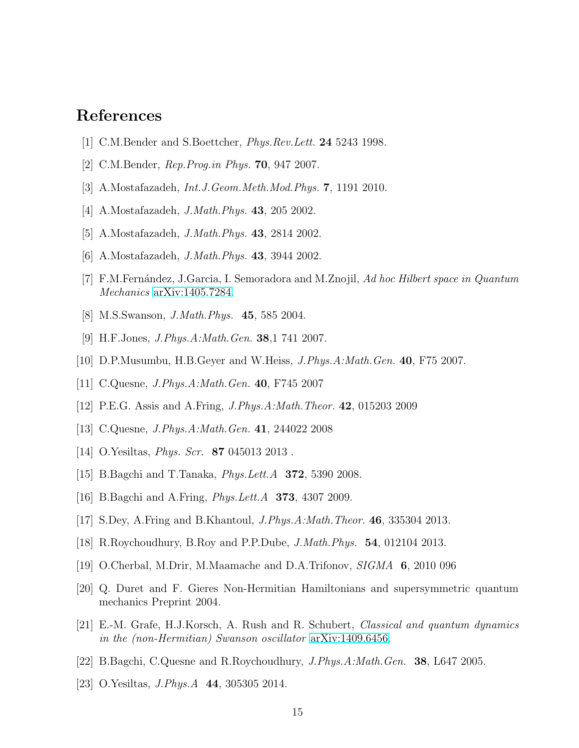# References

[1] C.M.Bender and S.Boettcher, *Phys.Rev.Lett.* **24** 5243 1998.

[2] C.M.Bender, *Rep.Prog.in Phys.* **70**, 947 2007.

[3] A.Mostafazadeh, *Int.J.Geom.Meth.Mod.Phys.* **7**, 1191 2010.

[4] A.Mostafazadeh, *J.Math.Phys.* **43**, 205 2002.

[5] A.Mostafazadeh, *J.Math.Phys.* **43**, 2814 2002.

[6] A.Mostafazadeh, *J.Math.Phys.* **43**, 3944 2002.

[7] F.M.Fernández, J.Garcia, I. Semoradora and M.Znojil, *Ad hoc Hilbert space in Quantum Mechanics* arXiv:1405.7284.

[8] M.S.Swanson, *J.Math.Phys.* **45**, 585 2004.

[9] H.F.Jones, *J.Phys.A:Math.Gen.* **38**,1 741 2007.

[10] D.P.Musumbu, H.B.Geyer and W.Heiss, *J.Phys.A:Math.Gen.* **40**, F75 2007.

[11] C.Quesne, *J.Phys.A:Math.Gen.* **40**, F745 2007

[12] P.E.G. Assis and A.Fring, *J.Phys.A:Math.Theor.* **42**, 015203 2009

[13] C.Quesne, *J.Phys.A:Math.Gen.* **41**, 244022 2008

[14] O.Yesiltas, *Phys. Scr.* **87** 045013 2013 .

[15] B.Bagchi and T.Tanaka, *Phys.Lett.A* **372**, 5390 2008.

[16] B.Bagchi and A.Fring, *Phys.Lett.A* **373**, 4307 2009.

[17] S.Dey, A.Fring and B.Khantoul, *J.Phys.A:Math.Theor.* **46**, 335304 2013.

[18] R.Roychoudhury, B.Roy and P.P.Dube, *J.Math.Phys.* **54**, 012104 2013.

[19] O.Cherbal, M.Drir, M.Maamache and D.A.Trifonov, *SIGMA* **6**, 2010 096

[20] Q. Duret and F. Gieres Non-Hermitian Hamiltonians and supersymmetric quantum mechanics Preprint 2004.

[21] E.-M. Grafe, H.J.Korsch, A. Rush and R. Schubert, *Classical and quantum dynamics in the (non-Hermitian) Swanson oscillator* arXiv:1409.6456.

[22] B.Bagchi, C.Quesne and R.Roychoudhury, *J.Phys.A:Math.Gen.* **38**, L647 2005.

[23] O.Yesiltas, *J.Phys.A* **44**, 305305 2014.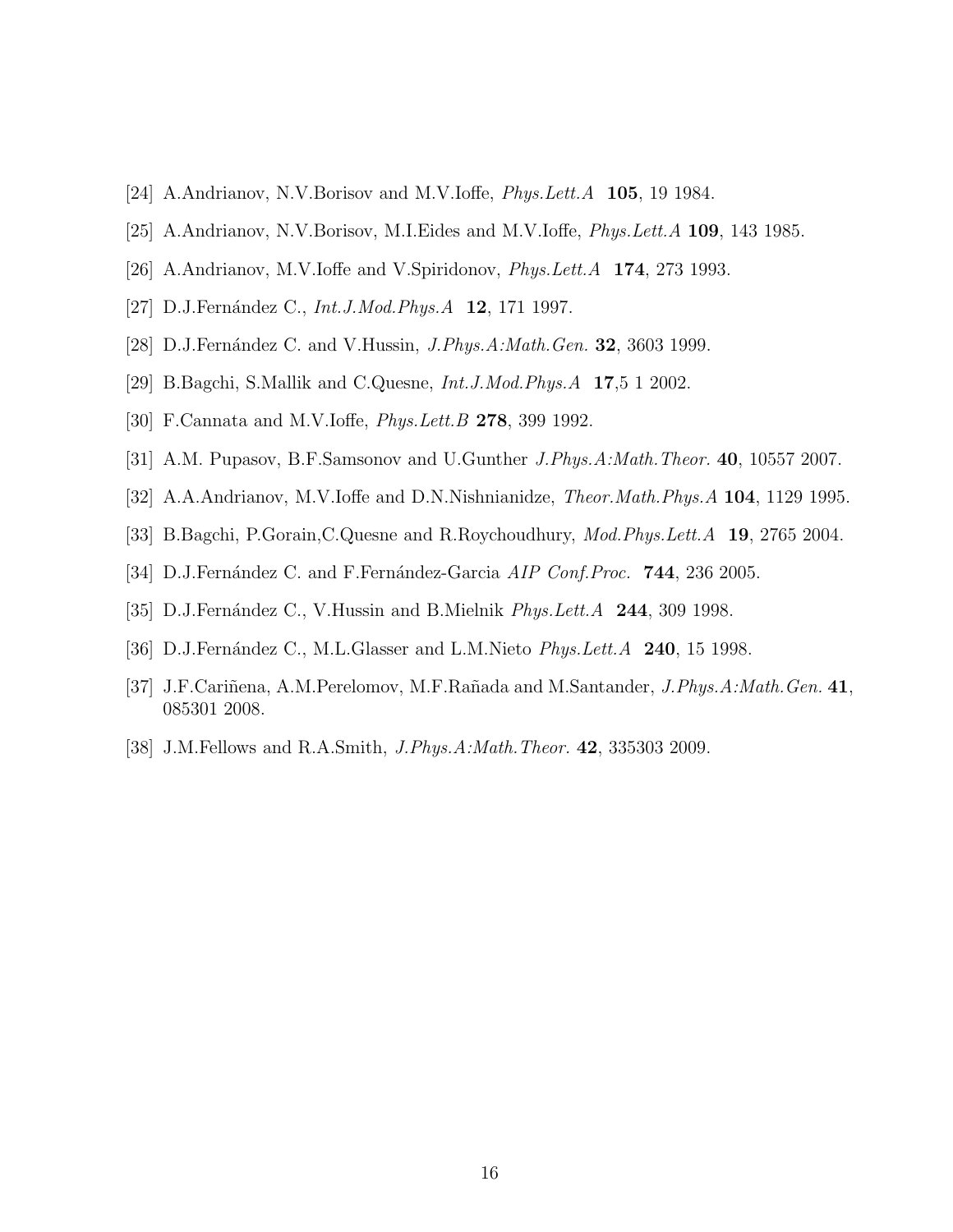[24] A.Andrianov, N.V.Borisov and M.V.Ioffe, *Phys.Lett.A* **105**, 19 1984.

[25] A.Andrianov, N.V.Borisov, M.I.Eides and M.V.Ioffe, *Phys.Lett.A* **109**, 143 1985.

[26] A.Andrianov, M.V.Ioffe and V.Spiridonov, *Phys.Lett.A* **174**, 273 1993.

[27] D.J.Fernández C., *Int.J.Mod.Phys.A* **12**, 171 1997.

[28] D.J.Fernández C. and V.Hussin, *J.Phys.A:Math.Gen.* **32**, 3603 1999.

[29] B.Bagchi, S.Mallik and C.Quesne, *Int.J.Mod.Phys.A* **17**,5 1 2002.

[30] F.Cannata and M.V.Ioffe, *Phys.Lett.B* **278**, 399 1992.

[31] A.M. Pupasov, B.F.Samsonov and U.Gunther *J.Phys.A:Math.Theor.* **40**, 10557 2007.

[32] A.A.Andrianov, M.V.Ioffe and D.N.Nishnianidze, *Theor.Math.Phys.A* **104**, 1129 1995.

[33] B.Bagchi, P.Gorain,C.Quesne and R.Roychoudhury, *Mod.Phys.Lett.A* **19**, 2765 2004.

[34] D.J.Fernández C. and F.Fernández-Garcia *AIP Conf.Proc.* **744**, 236 2005.

[35] D.J.Fernández C., V.Hussin and B.Mielnik *Phys.Lett.A* **244**, 309 1998.

[36] D.J.Fernández C., M.L.Glasser and L.M.Nieto *Phys.Lett.A* **240**, 15 1998.

[37] J.F.Cariñena, A.M.Perelomov, M.F.Rañada and M.Santander, *J.Phys.A:Math.Gen.* **41**, 085301 2008.

[38] J.M.Fellows and R.A.Smith, *J.Phys.A:Math.Theor.* **42**, 335303 2009.